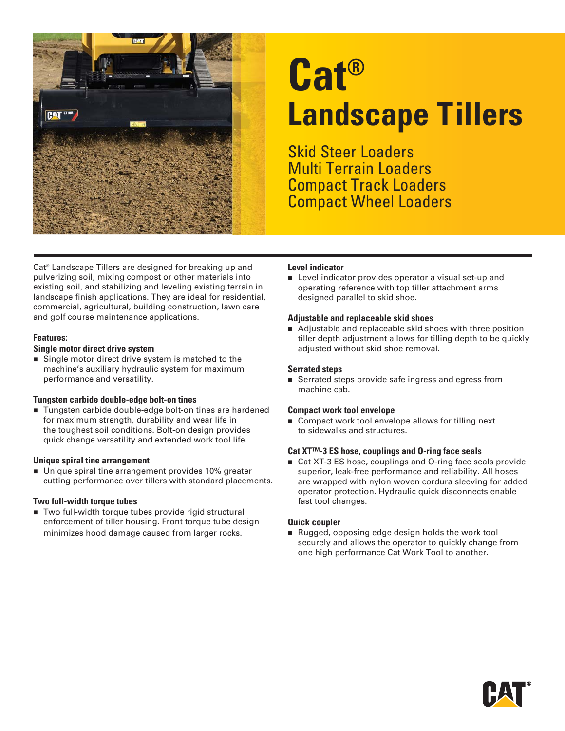# Cat® Landscape Tillers

## Skid Steer Loaders
## Multi Terrain Loaders
## Compact Track Loaders
## Compact Wheel Loaders

Cat® Landscape Tillers are designed for breaking up and pulverizing soil, mixing compost or other materials into existing soil, and stabilizing and leveling existing terrain in landscape finish applications. They are ideal for residential, commercial, agricultural, building construction, lawn care and golf course maintenance applications.

**Features:**

**Single motor direct drive system**
- Single motor direct drive system is matched to the machine's auxiliary hydraulic system for maximum performance and versatility.

**Tungsten carbide double-edge bolt-on tines**
- Tungsten carbide double-edge bolt-on tines are hardened for maximum strength, durability and wear life in the toughest soil conditions. Bolt-on design provides quick change versatility and extended work tool life.

**Unique spiral tine arrangement**
- Unique spiral tine arrangement provides 10% greater cutting performance over tillers with standard placements.

**Two full-width torque tubes**
- Two full-width torque tubes provide rigid structural enforcement of tiller housing. Front torque tube design minimizes hood damage caused from larger rocks.

**Level indicator**
- Level indicator provides operator a visual set-up and operating reference with top tiller attachment arms designed parallel to skid shoe.

**Adjustable and replaceable skid shoes**
- Adjustable and replaceable skid shoes with three position tiller depth adjustment allows for tilling depth to be quickly adjusted without skid shoe removal.

**Serrated steps**
- Serrated steps provide safe ingress and egress from machine cab.

**Compact work tool envelope**
- Compact work tool envelope allows for tilling next to sidewalks and structures.

**Cat XT™-3 ES hose, couplings and O-ring face seals**
- Cat XT-3 ES hose, couplings and O-ring face seals provide superior, leak-free performance and reliability. All hoses are wrapped with nylon woven cordura sleeving for added operator protection. Hydraulic quick disconnects enable fast tool changes.

**Quick coupler**
- Rugged, opposing edge design holds the work tool securely and allows the operator to quickly change from one high performance Cat Work Tool to another.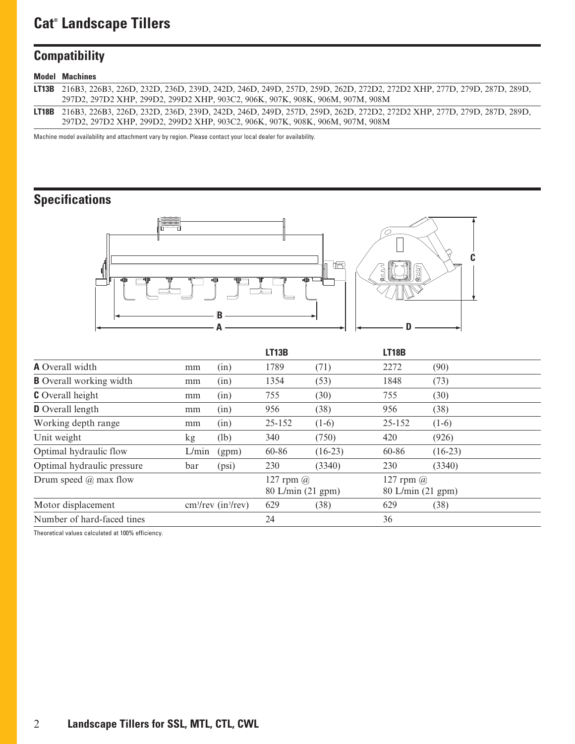# Cat® Landscape Tillers

## Compatibility

| Model | Machines |
|---|---|
| **LT13B** | 216B3, 226B3, 226D, 232D, 236D, 239D, 242D, 246D, 249D, 257D, 259D, 262D, 272D2, 272D2 XHP, 277D, 279D, 287D, 289D, 297D2, 297D2 XHP, 299D2, 299D2 XHP, 903C2, 906K, 907K, 908K, 906M, 907M, 908M |
| **LT18B** | 216B3, 226B3, 226D, 232D, 236D, 239D, 242D, 246D, 249D, 257D, 259D, 262D, 272D2, 272D2 XHP, 277D, 279D, 287D, 289D, 297D2, 297D2 XHP, 299D2, 299D2 XHP, 903C2, 906K, 907K, 908K, 906M, 907M, 908M |

Machine model availability and attachment vary by region. Please contact your local dealer for availability.

## Specifications

| | | | LT13B | | LT18B | |
|---|---|---|---|---|---|---|
| **A** Overall width | mm | (in) | 1789 | (71) | 2272 | (90) |
| **B** Overall working width | mm | (in) | 1354 | (53) | 1848 | (73) |
| **C** Overall height | mm | (in) | 755 | (30) | 755 | (30) |
| **D** Overall length | mm | (in) | 956 | (38) | 956 | (38) |
| Working depth range | mm | (in) | 25-152 | (1-6) | 25-152 | (1-6) |
| Unit weight | kg | (lb) | 340 | (750) | 420 | (926) |
| Optimal hydraulic flow | L/min | (gpm) | 60-86 | (16-23) | 60-86 | (16-23) |
| Optimal hydraulic pressure | bar | (psi) | 230 | (3340) | 230 | (3340) |
| Drum speed @ max flow | | | 127 rpm @ 80 L/min (21 gpm) | | 127 rpm @ 80 L/min (21 gpm) | |
| Motor displacement | $cm^3$/rev ($in^3$/rev) | | 629 | (38) | 629 | (38) |
| Number of hard-faced tines | | | 24 | | 36 | |

Theoretical values calculated at 100% efficiency.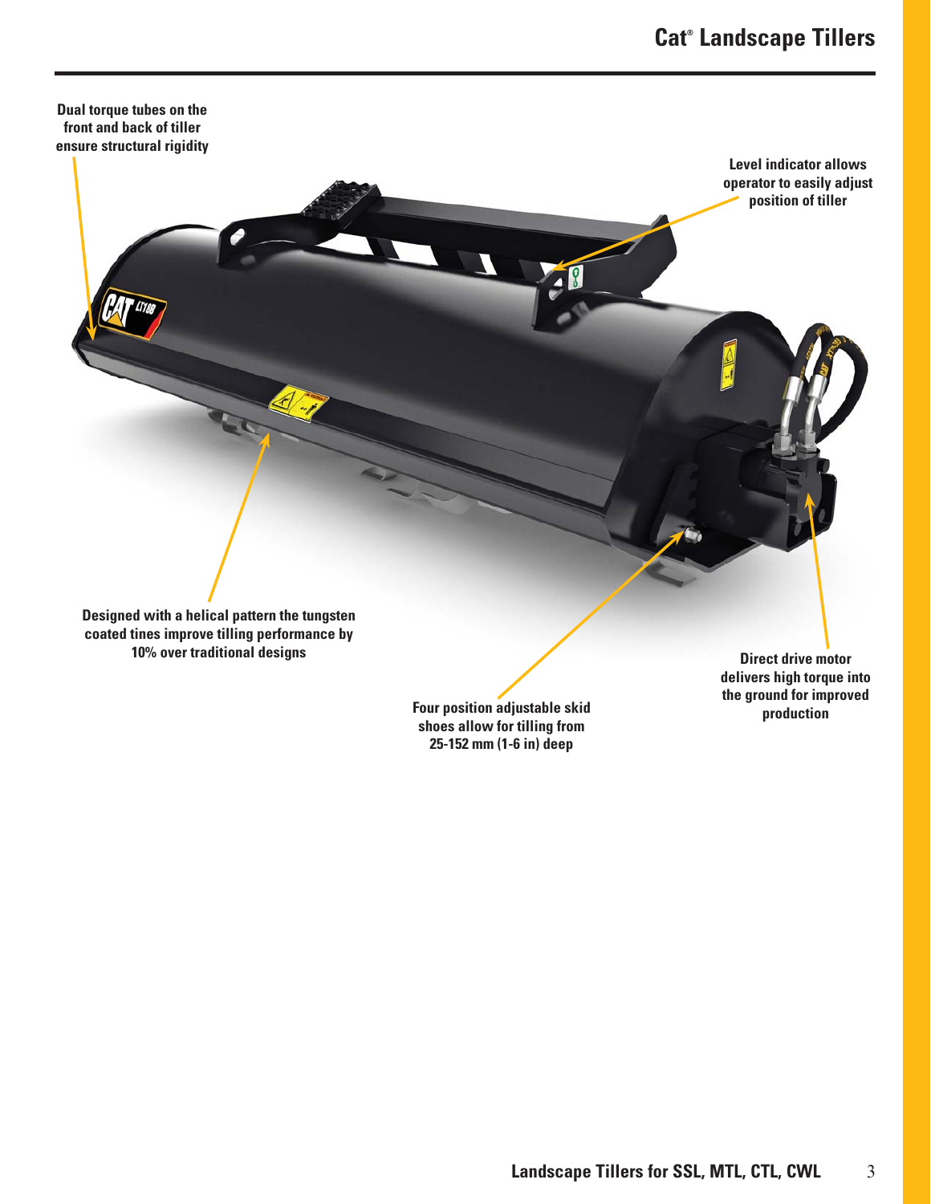# Cat® Landscape Tillers

**Dual torque tubes on the front and back of tiller ensure structural rigidity**

**Level indicator allows operator to easily adjust position of tiller**

**Designed with a helical pattern the tungsten coated tines improve tilling performance by 10% over traditional designs**

**Direct drive motor delivers high torque into the ground for improved production**

**Four position adjustable skid shoes allow for tilling from 25-152 mm (1-6 in) deep**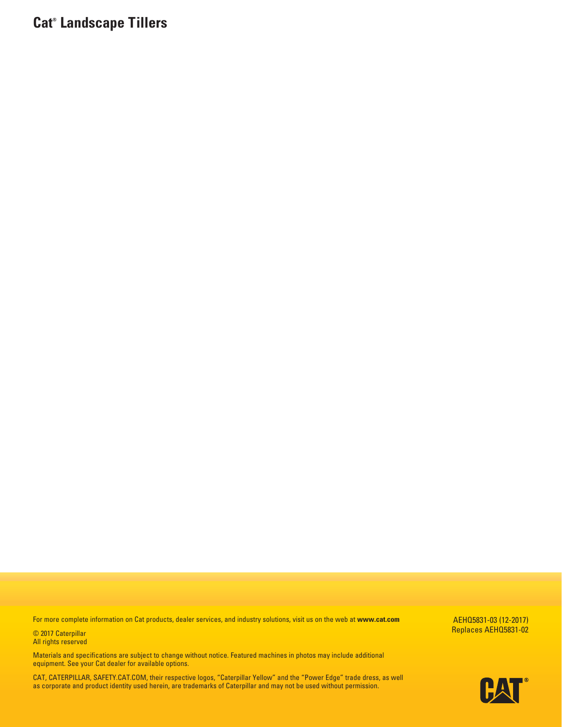# Cat® Landscape Tillers

For more complete information on Cat products, dealer services, and industry solutions, visit us on the web at **www.cat.com**

© 2017 Caterpillar
All rights reserved

Materials and specifications are subject to change without notice. Featured machines in photos may include additional equipment. See your Cat dealer for available options.

CAT, CATERPILLAR, SAFETY.CAT.COM, their respective logos, "Caterpillar Yellow" and the "Power Edge" trade dress, as well as corporate and product identity used herein, are trademarks of Caterpillar and may not be used without permission.

AEHQ5831-03 (12-2017)
Replaces AEHQ5831-02